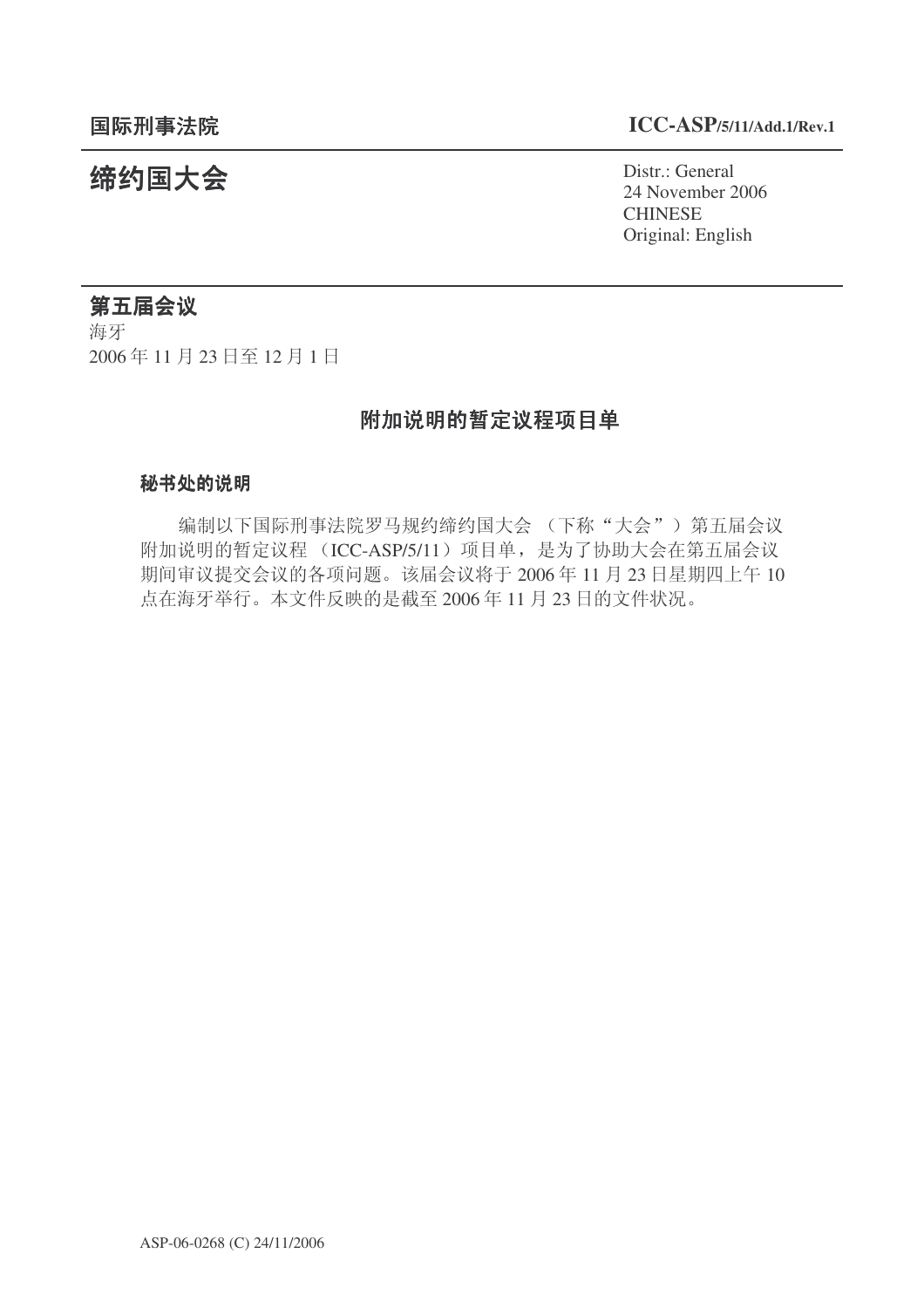国际刑事法院 **ICC-ASP/5/11/Add.1/Rev.1**

# 缔约国大会

Distr.: General
24 November 2006
CHINESE
Original: English

## 第五届会议

海牙
2006 年 11 月 23 日至 12 月 1 日

## 附加说明的暂定议程项目单

### 秘书处的说明

编制以下国际刑事法院罗马规约缔约国大会（下称"大会"）第五届会议附加说明的暂定议程（ICC-ASP/5/11）项目单，是为了协助大会在第五届会议期间审议提交会议的各项问题。该届会议将于 2006 年 11 月 23 日星期四上午 10 点在海牙举行。本文件反映的是截至 2006 年 11 月 23 日的文件状况。

ASP-06-0268 (C) 24/11/2006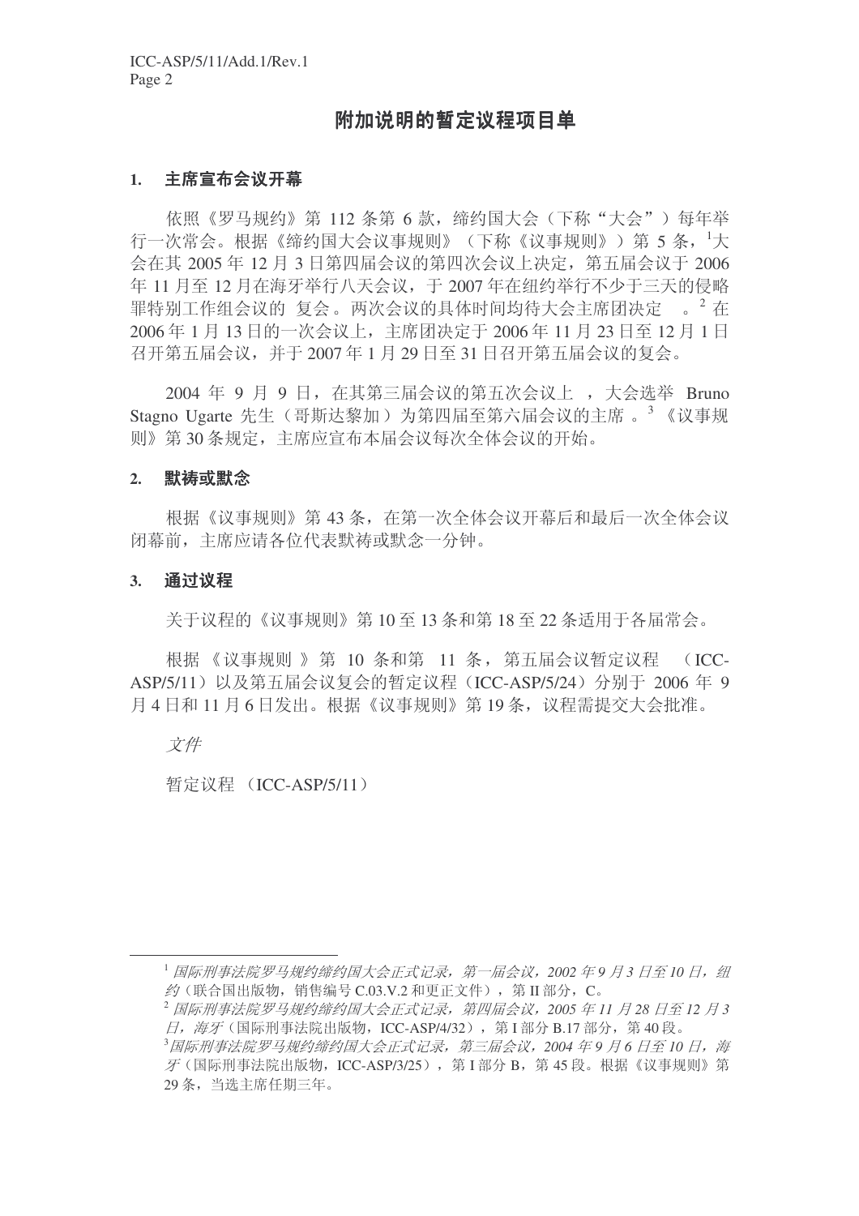## 附加说明的暂定议程项目单

### 1. 主席宣布会议开幕

依照《罗马规约》第 112 条第 6 款，缔约国大会（下称“大会”）每年举行一次常会。根据《缔约国大会议事规则》（下称《议事规则》）第 5 条，[1]大会在其 2005 年 12 月 3 日第四届会议的第四次会议上决定，第五届会议于 2006 年 11 月至 12 月在海牙举行八天会议，于 2007 年在纽约举行不少于三天的侵略罪特别工作组会议的 复会。两次会议的具体时间均待大会主席团决定 。[2] 在 2006 年 1 月 13 日的一次会议上，主席团决定于 2006 年 11 月 23 日至 12 月 1 日召开第五届会议，并于 2007 年 1 月 29 日至 31 日召开第五届会议的复会。

2004 年 9 月 9 日，在其第三届会议的第五次会议上 ，大会选举 Bruno Stagno Ugarte 先生（哥斯达黎加）为第四届至第六届会议的主席 。[3] 《议事规则》第 30 条规定，主席应宣布本届会议每次全体会议的开始。

### 2. 默祷或默念

根据《议事规则》第 43 条，在第一次全体会议开幕后和最后一次全体会议闭幕前，主席应请各位代表默祷或默念一分钟。

### 3. 通过议程

关于议程的《议事规则》第 10 至 13 条和第 18 至 22 条适用于各届常会。

根据 《议事规则 》第 10 条和第 11 条，第五届会议暂定议程 （ICC-ASP/5/11）以及第五届会议复会的暂定议程（ICC-ASP/5/24）分别于 2006 年 9 月 4 日和 11 月 6 日发出。根据《议事规则》第 19 条，议程需提交大会批准。

*文件*

暂定议程 （ICC-ASP/5/11）

---

[1] *国际刑事法院罗马规约缔约国大会正式记录，第一届会议，2002 年 9 月 3 日至 10 日，纽约*（联合国出版物，销售编号 C.03.V.2 和更正文件），第 II 部分，C。

[2] *国际刑事法院罗马规约缔约国大会正式记录，第四届会议，2005 年 11 月 28 日至 12 月 3 日，海牙*（国际刑事法院出版物，ICC-ASP/4/32），第 I 部分 B.17 部分，第 40 段。

[3] *国际刑事法院罗马规约缔约国大会正式记录，第三届会议，2004 年 9 月 6 日至 10 日，海牙*（国际刑事法院出版物，ICC-ASP/3/25），第 I 部分 B，第 45 段。根据《议事规则》第 29 条，当选主席任期三年。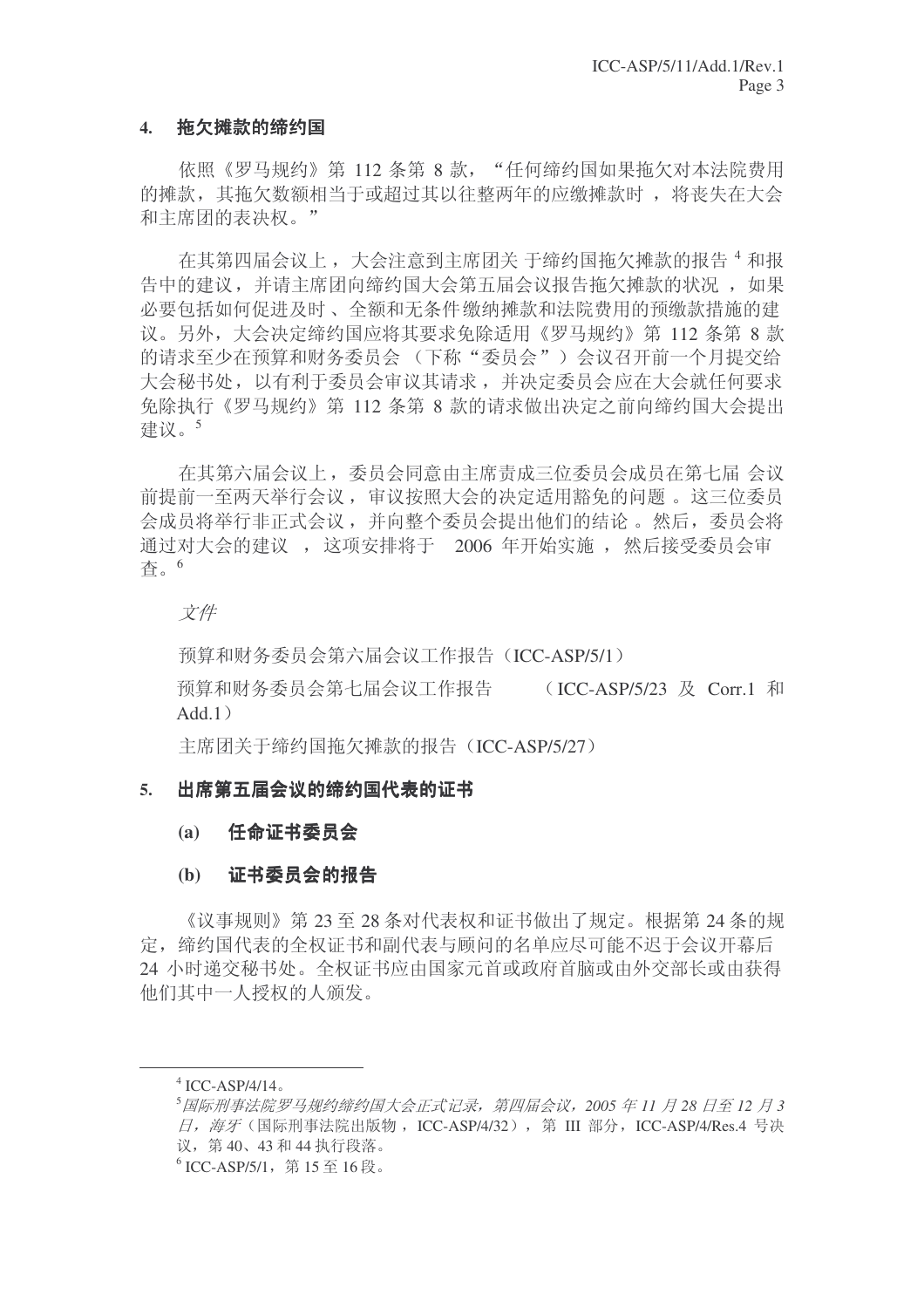#### 4. 拖欠摊款的缔约国

依照《罗马规约》第 112 条第 8 款，"任何缔约国如果拖欠对本法院费用的摊款，其拖欠数额相当于或超过其以往整两年的应缴摊款时，将丧失在大会和主席团的表决权。"

在其第四届会议上，大会注意到主席团关于缔约国拖欠摊款的报告[4]和报告中的建议，并请主席团向缔约国大会第五届会议报告拖欠摊款的状况，如果必要包括如何促进及时、全额和无条件缴纳摊款和法院费用的预缴款措施的建议。另外，大会决定缔约国应将其要求免除适用《罗马规约》第 112 条第 8 款的请求至少在预算和财务委员会（下称"委员会"）会议召开前一个月提交给大会秘书处，以有利于委员会审议其请求，并决定委员会应在大会就任何要求免除执行《罗马规约》第 112 条第 8 款的请求做出决定之前向缔约国大会提出建议。[5]

在其第六届会议上，委员会同意由主席责成三位委员会成员在第七届会议前提前一至两天举行会议，审议按照大会的决定适用豁免的问题。这三位委员会成员将举行非正式会议，并向整个委员会提出他们的结论。然后，委员会将通过对大会的建议，这项安排将于 2006 年开始实施，然后接受委员会审查。[6]

*文件*

预算和财务委员会第六届会议工作报告（ICC-ASP/5/1）

预算和财务委员会第七届会议工作报告（ICC-ASP/5/23 及 Corr.1 和 Add.1）

主席团关于缔约国拖欠摊款的报告（ICC-ASP/5/27）

#### 5. 出席第五届会议的缔约国代表的证书

##### (a) 任命证书委员会

##### (b) 证书委员会的报告

《议事规则》第 23 至 28 条对代表权和证书做出了规定。根据第 24 条的规定，缔约国代表的全权证书和副代表与顾问的名单应尽可能不迟于会议开幕后 24 小时递交秘书处。全权证书应由国家元首或政府首脑或由外交部长或由获得他们其中一人授权的人颁发。

---

[4] ICC-ASP/4/14。

[5] *国际刑事法院罗马规约缔约国大会正式记录，第四届会议，2005 年 11 月 28 日至 12 月 3 日，海牙*（国际刑事法院出版物，ICC-ASP/4/32），第 III 部分，ICC-ASP/4/Res.4 号决议，第 40、43 和 44 执行段落。

[6] ICC-ASP/5/1，第 15 至 16 段。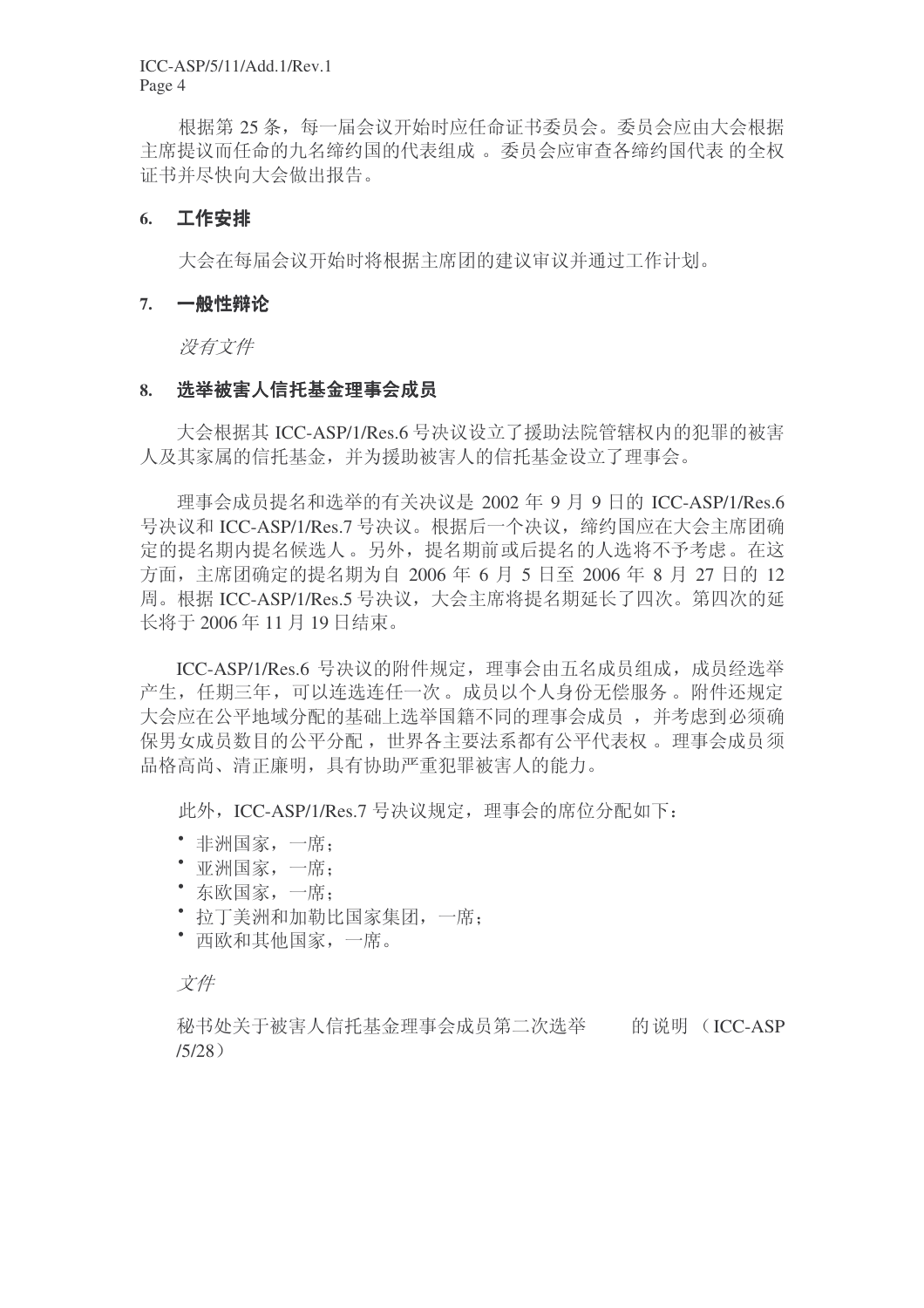根据第 25 条，每一届会议开始时应任命证书委员会。委员会应由大会根据主席提议而任命的九名缔约国的代表组成 。委员会应审查各缔约国代表 的全权证书并尽快向大会做出报告。

## 6. 工作安排

大会在每届会议开始时将根据主席团的建议审议并通过工作计划。

## 7. 一般性辩论

*没有文件*

## 8. 选举被害人信托基金理事会成员

大会根据其 ICC-ASP/1/Res.6 号决议设立了援助法院管辖权内的犯罪的被害人及其家属的信托基金，并为援助被害人的信托基金设立了理事会。

理事会成员提名和选举的有关决议是 2002 年 9 月 9 日的 ICC-ASP/1/Res.6 号决议和 ICC-ASP/1/Res.7 号决议。根据后一个决议，缔约国应在大会主席团确定的提名期内提名候选人 。另外，提名期前或后提名的人选将不予考虑。在这方面，主席团确定的提名期为自 2006 年 6 月 5 日至 2006 年 8 月 27 日的 12 周。根据 ICC-ASP/1/Res.5 号决议，大会主席将提名期延长了四次。第四次的延长将于 2006 年 11 月 19 日结束。

ICC-ASP/1/Res.6 号决议的附件规定，理事会由五名成员组成，成员经选举产生，任期三年，可以连选连任一次 。成员以个人身份无偿服务 。附件还规定大会应在公平地域分配的基础上选举国籍不同的理事会成员 ，并考虑到必须确保男女成员数目的公平分配 ，世界各主要法系都有公平代表权 。理事会成员须品格高尚、清正廉明，具有协助严重犯罪被害人的能力。

此外，ICC-ASP/1/Res.7 号决议规定，理事会的席位分配如下：

- 非洲国家，一席；
- 亚洲国家，一席；
- 东欧国家，一席；
- 拉丁美洲和加勒比国家集团，一席；
- 西欧和其他国家，一席。

*文件*

秘书处关于被害人信托基金理事会成员第二次选举 的说明 （ICC-ASP/5/28）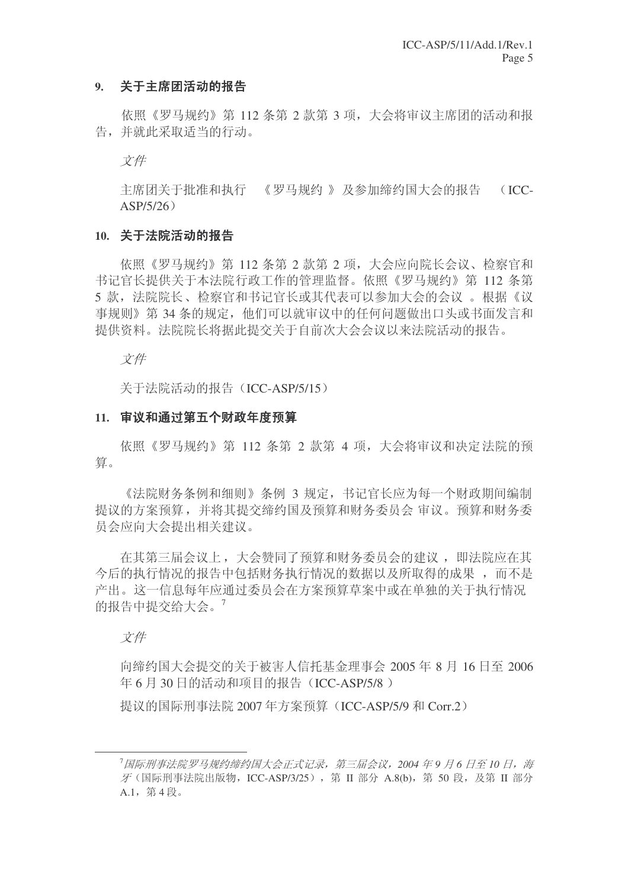### 9. 关于主席团活动的报告

依照《罗马规约》第 112 条第 2 款第 3 项，大会将审议主席团的活动和报告，并就此采取适当的行动。

*文件*

主席团关于批准和执行 《罗马规约 》及参加缔约国大会的报告 （ICC-ASP/5/26）

### 10. 关于法院活动的报告

依照《罗马规约》第 112 条第 2 款第 2 项，大会应向院长会议、检察官和书记官长提供关于本法院行政工作的管理监督。依照《罗马规约》第 112 条第 5 款，法院院长、检察官和书记官长或其代表可以参加大会的会议 。根据《议事规则》第 34 条的规定，他们可以就审议中的任何问题做出口头或书面发言和提供资料。法院院长将据此提交关于自前次大会会议以来法院活动的报告。

*文件*

关于法院活动的报告（ICC-ASP/5/15）

### 11. 审议和通过第五个财政年度预算

依照《罗马规约》第 112 条第 2 款第 4 项，大会将审议和决定法院的预算。

《法院财务条例和细则》条例 3 规定，书记官长应为每一个财政期间编制提议的方案预算，并将其提交缔约国及预算和财务委员会 审议。预算和财务委员会应向大会提出相关建议。

在其第三届会议上，大会赞同了预算和财务委员会的建议 ，即法院应在其今后的执行情况的报告中包括财务执行情况的数据以及所取得的成果 ，而不是产出。这一信息每年应通过委员会在方案预算草案中或在单独的关于执行情况的报告中提交给大会。[7]

*文件*

向缔约国大会提交的关于被害人信托基金理事会 2005 年 8 月 16 日至 2006 年 6 月 30 日的活动和项目的报告（ICC-ASP/5/8 ）

提议的国际刑事法院 2007 年方案预算（ICC-ASP/5/9 和 Corr.2）

---

[7] *国际刑事法院罗马规约缔约国大会正式记录，第三届会议，2004 年 9 月 6 日至 10 日，海牙*（国际刑事法院出版物，ICC-ASP/3/25），第 II 部分 A.8(b)，第 50 段，及第 II 部分 A.1，第 4 段。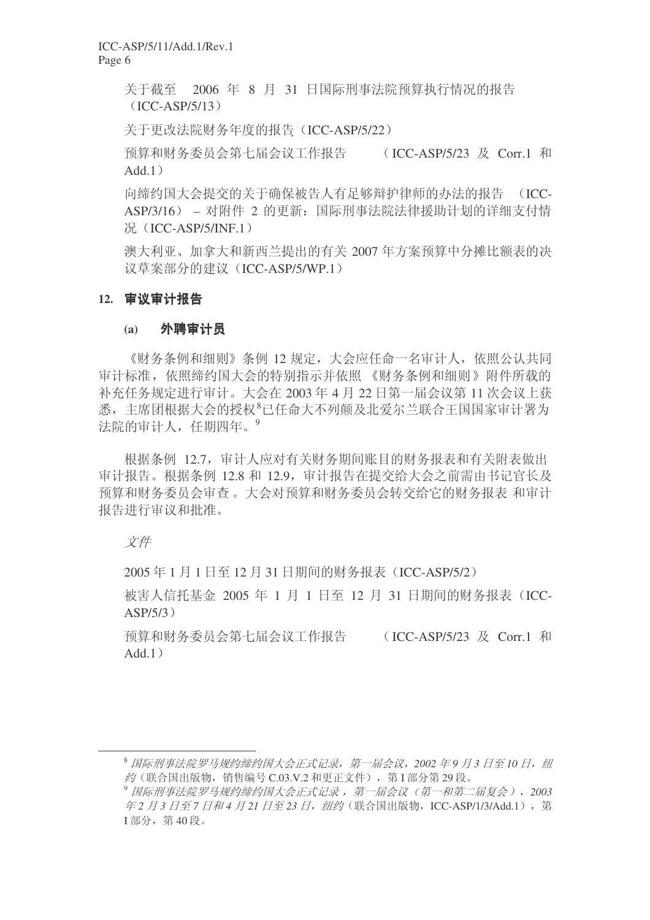关于截至 2006 年 8 月 31 日国际刑事法院预算执行情况的报告（ICC-ASP/5/13）

关于更改法院财务年度的报告（ICC-ASP/5/22）

预算和财务委员会第七届会议工作报告 （ICC-ASP/5/23 及 Corr.1 和 Add.1）

向缔约国大会提交的关于确保被告人有足够辩护律师的办法的报告 （ICC-ASP/3/16） – 对附件 2 的更新：国际刑事法院法律援助计划的详细支付情况（ICC-ASP/5/INF.1）

澳大利亚、加拿大和新西兰提出的有关 2007 年方案预算中分摊比额表的决议草案部分的建议（ICC-ASP/5/WP.1）

## 12. 审议审计报告

### (a) 外聘审计员

《财务条例和细则》条例 12 规定，大会应任命一名审计人，依照公认共同审计标准，依照缔约国大会的特别指示并依照《财务条例和细则》附件所载的补充任务规定进行审计。大会在 2003 年 4 月 22 日第一届会议第 11 次会议上获悉，主席团根据大会的授权[8]已任命大不列颠及北爱尔兰联合王国国家审计署为法院的审计人，任期四年。[9]

根据条例 12.7，审计人应对有关财务期间账目的财务报表和有关附表做出审计报告。根据条例 12.8 和 12.9，审计报告在提交给大会之前需由书记官长及预算和财务委员会审查。大会对预算和财务委员会转交给它的财务报表和审计报告进行审议和批准。

*文件*

2005 年 1 月 1 日至 12 月 31 日期间的财务报表（ICC-ASP/5/2）

被害人信托基金 2005 年 1 月 1 日至 12 月 31 日期间的财务报表（ICC-ASP/5/3）

预算和财务委员会第七届会议工作报告 （ICC-ASP/5/23 及 Corr.1 和 Add.1）

---

[8] *国际刑事法院罗马规约缔约国大会正式记录，第一届会议，2002 年 9 月 3 日至 10 日，纽约*（联合国出版物，销售编号 C.03.V.2 和更正文件），第 I 部分第 29 段。

[9] *国际刑事法院罗马规约缔约国大会正式记录，第一届会议（第一和第二届复会），2003 年 2 月 3 日至 7 日和 4 月 21 日至 23 日，纽约*（联合国出版物，ICC-ASP/1/3/Add.1），第 I 部分，第 40 段。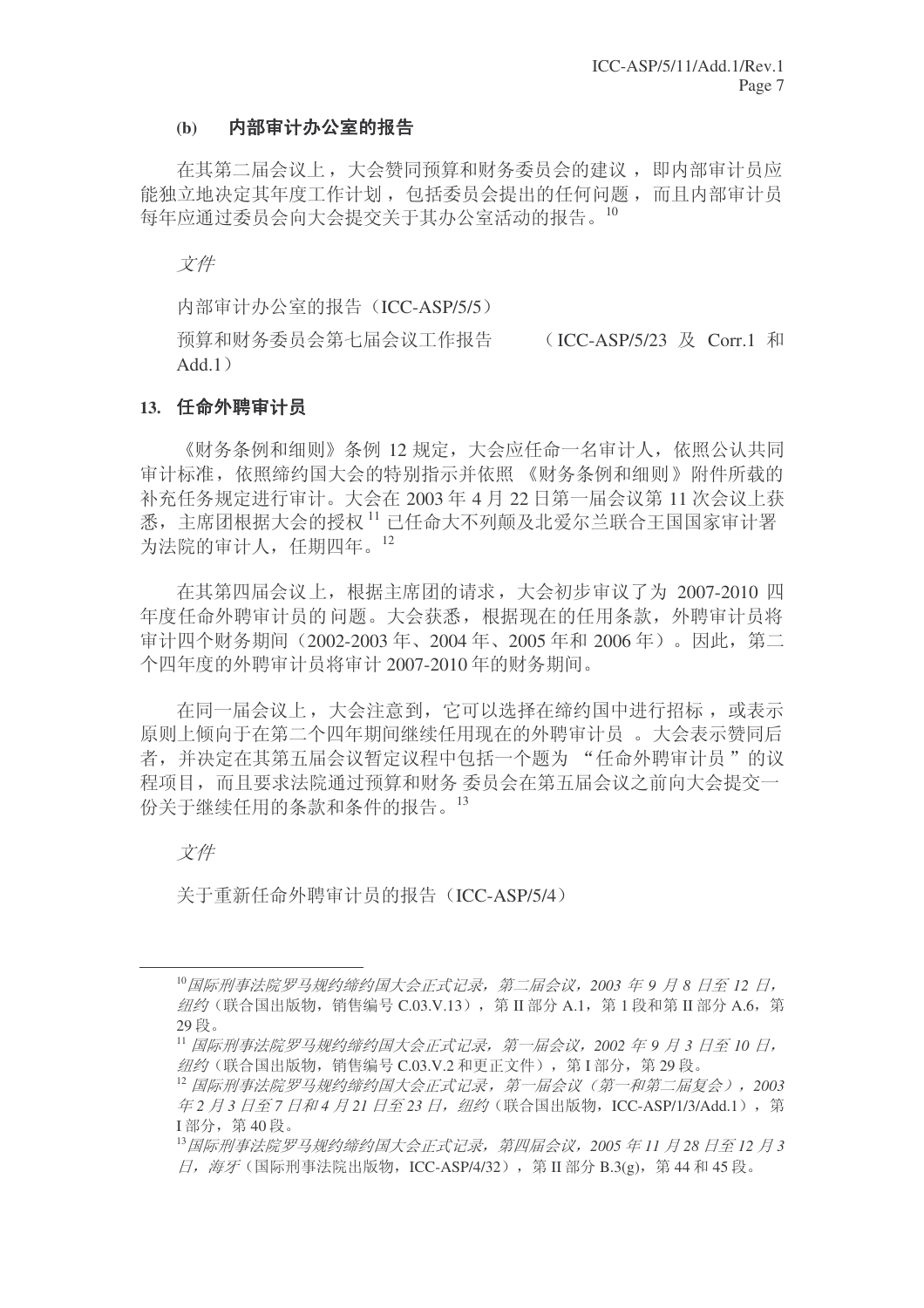### (b) 内部审计办公室的报告

在其第二届会议上，大会赞同预算和财务委员会的建议，即内部审计员应能独立地决定其年度工作计划，包括委员会提出的任何问题，而且内部审计员每年应通过委员会向大会提交关于其办公室活动的报告。[10]

*文件*

内部审计办公室的报告（ICC-ASP/5/5）

预算和财务委员会第七届会议工作报告 （ICC-ASP/5/23 及 Corr.1 和 Add.1）

## 13. 任命外聘审计员

《财务条例和细则》条例 12 规定，大会应任命一名审计人，依照公认共同审计标准，依照缔约国大会的特别指示并依照《财务条例和细则》附件所载的补充任务规定进行审计。大会在 2003 年 4 月 22 日第一届会议第 11 次会议上获悉，主席团根据大会的授权[11]已任命大不列颠及北爱尔兰联合王国国家审计署为法院的审计人，任期四年。[12]

在其第四届会议上，根据主席团的请求，大会初步审议了为 2007-2010 四年度任命外聘审计员的问题。大会获悉，根据现在的任用条款，外聘审计员将审计四个财务期间（2002-2003 年、2004 年、2005 年和 2006 年）。因此，第二个四年度的外聘审计员将审计 2007-2010 年的财务期间。

在同一届会议上，大会注意到，它可以选择在缔约国中进行招标，或表示原则上倾向于在第二个四年期间继续任用现在的外聘审计员。大会表示赞同后者，并决定在其第五届会议暂定议程中包括一个题为“任命外聘审计员”的议程项目，而且要求法院通过预算和财务委员会在第五届会议之前向大会提交一份关于继续任用的条款和条件的报告。[13]

*文件*

关于重新任命外聘审计员的报告（ICC-ASP/5/4）

---

[10] *国际刑事法院罗马规约缔约国大会正式记录，第二届会议，2003 年 9 月 8 日至 12 日，纽约*（联合国出版物，销售编号 C.03.V.13），第 II 部分 A.1，第 1 段和第 II 部分 A.6，第 29 段。

[11] *国际刑事法院罗马规约缔约国大会正式记录，第一届会议，2002 年 9 月 3 日至 10 日，纽约*（联合国出版物，销售编号 C.03.V.2 和更正文件），第 I 部分，第 29 段。

[12] *国际刑事法院罗马规约缔约国大会正式记录，第一届会议（第一和第二届复会），2003 年 2 月 3 日至 7 日和 4 月 21 日至 23 日，纽约*（联合国出版物，ICC-ASP/1/3/Add.1），第 I 部分，第 40 段。

[13] *国际刑事法院罗马规约缔约国大会正式记录，第四届会议，2005 年 11 月 28 日至 12 月 3 日，海牙*（国际刑事法院出版物，ICC-ASP/4/32），第 II 部分 B.3(g)，第 44 和 45 段。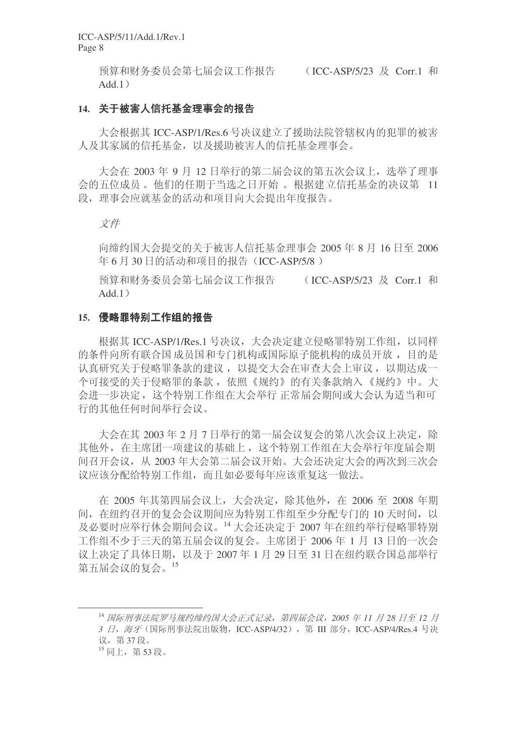预算和财务委员会第七届会议工作报告 （ICC-ASP/5/23 及 Corr.1 和 Add.1）

**14. 关于被害人信托基金理事会的报告**

大会根据其 ICC-ASP/1/Res.6 号决议建立了援助法院管辖权内的犯罪的被害人及其家属的信托基金，以及援助被害人的信托基金理事会。

大会在 2003 年 9 月 12 日举行的第二届会议的第五次会议上，选举了理事会的五位成员 。他们的任期于当选之日开始 。根据建立信托基金的决议第 11 段，理事会应就基金的活动和项目向大会提出年度报告。

*文件*

向缔约国大会提交的关于被害人信托基金理事会 2005 年 8 月 16 日至 2006 年 6 月 30 日的活动和项目的报告（ICC-ASP/5/8 ）

预算和财务委员会第七届会议工作报告 （ICC-ASP/5/23 及 Corr.1 和 Add.1）

**15. 侵略罪特别工作组的报告**

根据其 ICC-ASP/1/Res.1 号决议，大会决定建立侵略罪特别工作组，以同样的条件向所有联合国 成员国和专门机构或国际原子能机构的成员开放 ，目的是认真研究关于侵略罪条款的建议 ，以提交大会在审查大会上审议 ，以期达成一个可接受的关于侵略罪的条款 ，依照《规约》的有关条款纳入《规约》中。大会进一步决定，这个特别工作组在大会举行 正常届会期间或大会认为适当和可行的其他任何时间举行会议。

大会在其 2003 年 2 月 7 日举行的第一届会议复会的第八次会议上决定，除其他外，在主席团一项建议的基础上 ，这个特别工作组在大会举行年度届会期间召开会议，从 2003 年大会第二届会议开始。大会还决定大会的两次到三次会议应该分配给特别工作组，而且如必要每年应该重复这一做法。

在 2005 年其第四届会议上，大会决定，除其他外，在 2006 至 2008 年期间，在纽约召开的复会会议期间应为特别工作组至少分配专门的 10 天时间，以及必要时应举行休会期间会议。[14] 大会还决定于 2007 年在纽约举行侵略罪特别工作组不少于三天的第五届会议的复会。主席团于 2006 年 1 月 13 日的一次会议上决定了具体日期，以及于 2007 年 1 月 29 日至 31 日在纽约联合国总部举行第五届会议的复会。[15]

---

[14] *国际刑事法院罗马规约缔约国大会正式记录，第四届会议，2005 年 11 月 28 日至 12 月 3 日，海牙*（国际刑事法院出版物，ICC-ASP/4/32），第 III 部分，ICC-ASP/4/Res.4 号决议，第 37 段。

[15] 同上，第 53 段。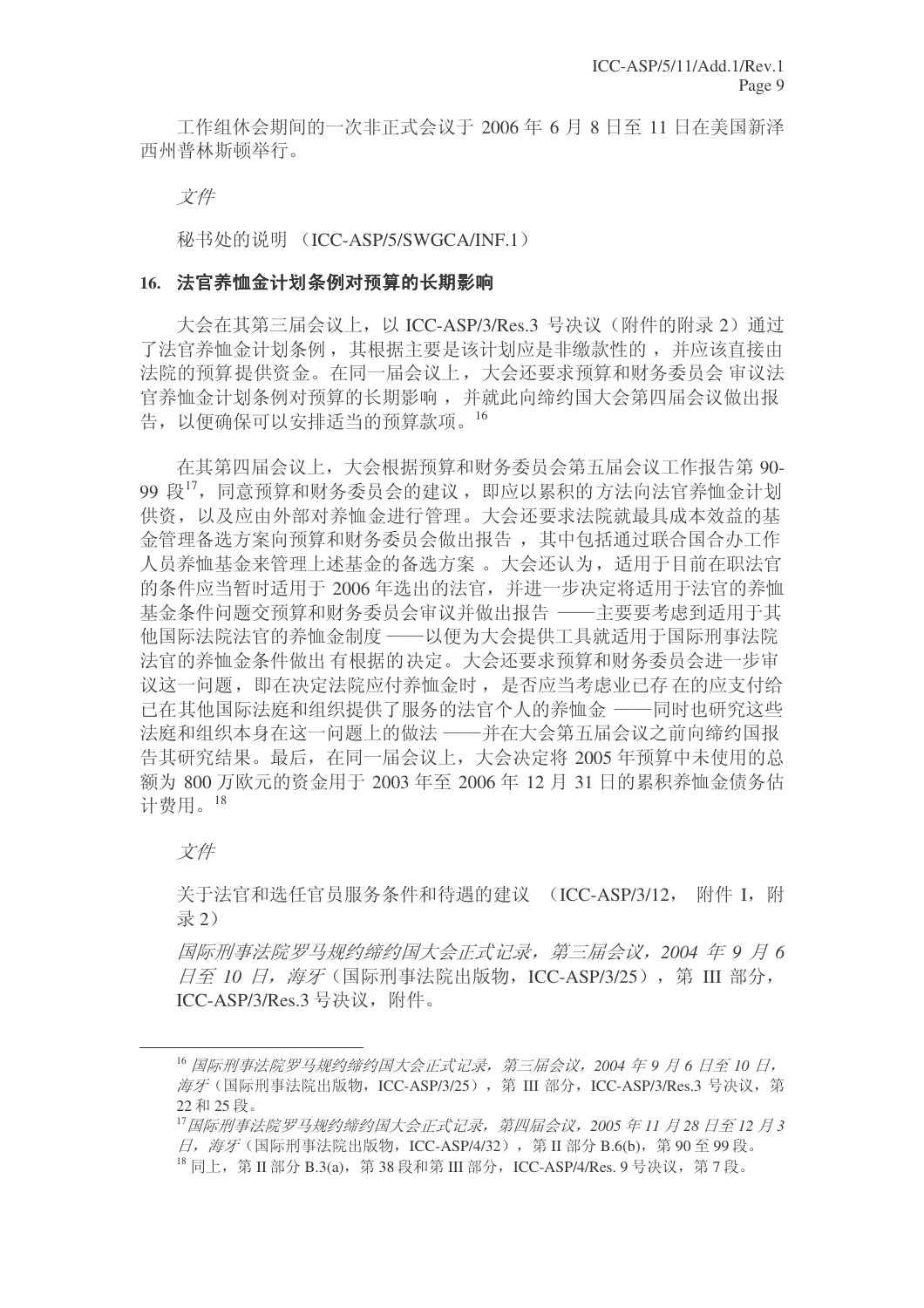工作组休会期间的一次非正式会议于 2006 年 6 月 8 日至 11 日在美国新泽西州普林斯顿举行。

*文件*

秘书处的说明 （ICC-ASP/5/SWGCA/INF.1）

### 16. 法官养恤金计划条例对预算的长期影响

大会在其第三届会议上，以 ICC-ASP/3/Res.3 号决议（附件的附录 2）通过了法官养恤金计划条例，其根据主要是该计划应是非缴款性的，并应该直接由法院的预算提供资金。在同一届会议上，大会还要求预算和财务委员会 审议法官养恤金计划条例对预算的长期影响，并就此向缔约国大会第四届会议做出报告，以便确保可以安排适当的预算款项。[16]

在其第四届会议上，大会根据预算和财务委员会第五届会议工作报告第 90-99 段[17]，同意预算和财务委员会的建议，即应以累积的方法向法官养恤金计划供资，以及应由外部对养恤金进行管理。大会还要求法院就最具成本效益的基金管理备选方案向预算和财务委员会做出报告，其中包括通过联合国合办工作人员养恤基金来管理上述基金的备选方案 。大会还认为，适用于目前在职法官的条件应当暂时适用于 2006 年选出的法官，并进一步决定将适用于法官的养恤基金条件问题交预算和财务委员会审议并做出报告 ——主要要考虑到适用于其他国际法院法官的养恤金制度 ——以便为大会提供工具就适用于国际刑事法院法官的养恤金条件做出 有根据的决定。大会还要求预算和财务委员会进一步审议这一问题，即在决定法院应付养恤金时，是否应当考虑业已存 在的应支付给已在其他国际法庭和组织提供了服务的法官个人的养恤金 ——同时也研究这些法庭和组织本身在这一问题上的做法 ——并在大会第五届会议之前向缔约国报告其研究结果。最后，在同一届会议上，大会决定将 2005 年预算中未使用的总额为 800 万欧元的资金用于 2003 年至 2006 年 12 月 31 日的累积养恤金债务估计费用。[18]

*文件*

关于法官和选任官员服务条件和待遇的建议 （ICC-ASP/3/12， 附件 I，附录 2）

*国际刑事法院罗马规约缔约国大会正式记录，第三届会议，2004 年 9 月 6 日至 10 日，海牙*（国际刑事法院出版物，ICC-ASP/3/25），第 III 部分，ICC-ASP/3/Res.3 号决议，附件。

---

[16] *国际刑事法院罗马规约缔约国大会正式记录，第三届会议，2004 年 9 月 6 日至 10 日，海牙*（国际刑事法院出版物，ICC-ASP/3/25），第 III 部分，ICC-ASP/3/Res.3 号决议，第 22 和 25 段。

[17] *国际刑事法院罗马规约缔约国大会正式记录，第四届会议，2005 年 11 月 28 日至 12 月 3 日，海牙*（国际刑事法院出版物，ICC-ASP/4/32），第 II 部分 B.6(b)，第 90 至 99 段。

[18] 同上，第 II 部分 B.3(a)，第 38 段和第 III 部分，ICC-ASP/4/Res. 9 号决议，第 7 段。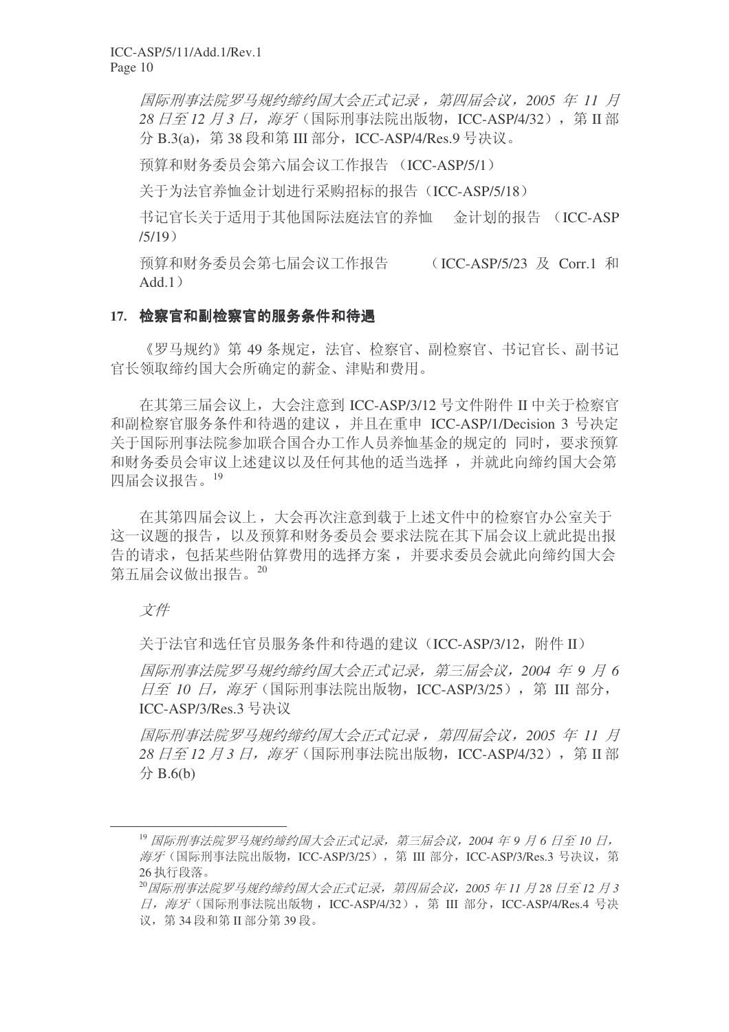*国际刑事法院罗马规约缔约国大会正式记录，第四届会议，2005 年 11 月 28 日至 12 月 3 日，海牙*（国际刑事法院出版物，ICC-ASP/4/32），第 II 部分 B.3(a)，第 38 段和第 III 部分，ICC-ASP/4/Res.9 号决议。

预算和财务委员会第六届会议工作报告 （ICC-ASP/5/1）

关于为法官养恤金计划进行采购招标的报告（ICC-ASP/5/18）

书记官长关于适用于其他国际法庭法官的养恤金计划的报告 （ICC-ASP /5/19）

预算和财务委员会第七届会议工作报告 （ICC-ASP/5/23 及 Corr.1 和 Add.1）

## 17. 检察官和副检察官的服务条件和待遇

《罗马规约》第 49 条规定，法官、检察官、副检察官、书记官长、副书记官长领取缔约国大会所确定的薪金、津贴和费用。

在其第三届会议上，大会注意到 ICC-ASP/3/12 号文件附件 II 中关于检察官和副检察官服务条件和待遇的建议，并且在重申 ICC-ASP/1/Decision 3 号决定关于国际刑事法院参加联合国合办工作人员养恤基金的规定的同时，要求预算和财务委员会审议上述建议以及任何其他的适当选择，并就此向缔约国大会第四届会议报告。[19]

在其第四届会议上，大会再次注意到载于上述文件中的检察官办公室关于这一议题的报告，以及预算和财务委员会要求法院在其下届会议上就此提出报告的请求，包括某些附估算费用的选择方案，并要求委员会就此向缔约国大会第五届会议做出报告。[20]

*文件*

关于法官和选任官员服务条件和待遇的建议（ICC-ASP/3/12，附件 II）

*国际刑事法院罗马规约缔约国大会正式记录，第三届会议，2004 年 9 月 6 日至 10 日，海牙*（国际刑事法院出版物，ICC-ASP/3/25），第 III 部分，ICC-ASP/3/Res.3 号决议

*国际刑事法院罗马规约缔约国大会正式记录，第四届会议，2005 年 11 月 28 日至 12 月 3 日，海牙*（国际刑事法院出版物，ICC-ASP/4/32），第 II 部分 B.6(b)

---

[19] *国际刑事法院罗马规约缔约国大会正式记录，第三届会议，2004 年 9 月 6 日至 10 日，海牙*（国际刑事法院出版物，ICC-ASP/3/25），第 III 部分，ICC-ASP/3/Res.3 号决议，第 26 执行段落。

[20] *国际刑事法院罗马规约缔约国大会正式记录，第四届会议，2005 年 11 月 28 日至 12 月 3 日，海牙*（国际刑事法院出版物，ICC-ASP/4/32），第 III 部分，ICC-ASP/4/Res.4 号决议，第 34 段和第 II 部分第 39 段。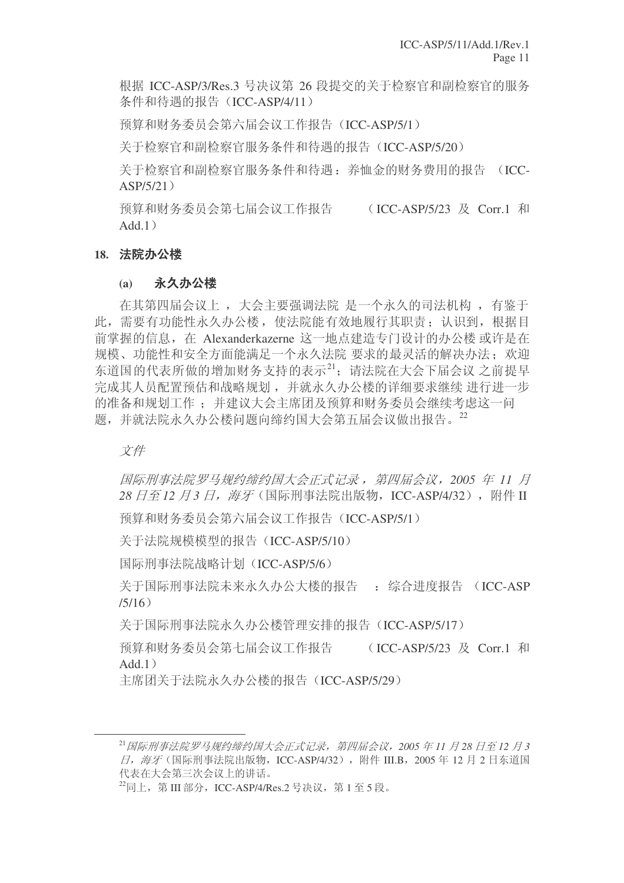根据 ICC-ASP/3/Res.3 号决议第 26 段提交的关于检察官和副检察官的服务条件和待遇的报告（ICC-ASP/4/11）

预算和财务委员会第六届会议工作报告（ICC-ASP/5/1）

关于检察官和副检察官服务条件和待遇的报告（ICC-ASP/5/20）

关于检察官和副检察官服务条件和待遇：养恤金的财务费用的报告（ICC-ASP/5/21）

预算和财务委员会第七届会议工作报告（ICC-ASP/5/23 及 Corr.1 和 Add.1）

## 18. 法院办公楼

### (a) 永久办公楼

在其第四届会议上，大会主要强调法院是一个永久的司法机构，有鉴于此，需要有功能性永久办公楼，使法院能有效地履行其职责；认识到，根据目前掌握的信息，在 Alexanderkazerne 这一地点建造专门设计的办公楼或许是在规模、功能性和安全方面能满足一个永久法院要求的最灵活的解决办法；欢迎东道国的代表所做的增加财务支持的表示[21]；请法院在大会下届会议之前提早完成其人员配置预估和战略规划，并就永久办公楼的详细要求继续进行进一步的准备和规划工作；并建议大会主席团及预算和财务委员会继续考虑这一问题，并就法院永久办公楼问题向缔约国大会第五届会议做出报告。[22]

*文件*

*国际刑事法院罗马规约缔约国大会正式记录，第四届会议，2005 年 11 月 28 日至 12 月 3 日，海牙*（国际刑事法院出版物，ICC-ASP/4/32），附件 II

预算和财务委员会第六届会议工作报告（ICC-ASP/5/1）

关于法院规模模型的报告（ICC-ASP/5/10）

国际刑事法院战略计划（ICC-ASP/5/6）

关于国际刑事法院未来永久办公大楼的报告：综合进度报告（ICC-ASP/5/16）

关于国际刑事法院永久办公楼管理安排的报告（ICC-ASP/5/17）

预算和财务委员会第七届会议工作报告（ICC-ASP/5/23 及 Corr.1 和 Add.1）

主席团关于法院永久办公楼的报告（ICC-ASP/5/29）

---

[21] *国际刑事法院罗马规约缔约国大会正式记录，第四届会议，2005 年 11 月 28 日至 12 月 3 日，海牙*（国际刑事法院出版物，ICC-ASP/4/32），附件 III.B，2005 年 12 月 2 日东道国代表在大会第三次会议上的讲话。

[22] 同上，第 III 部分，ICC-ASP/4/Res.2 号决议，第 1 至 5 段。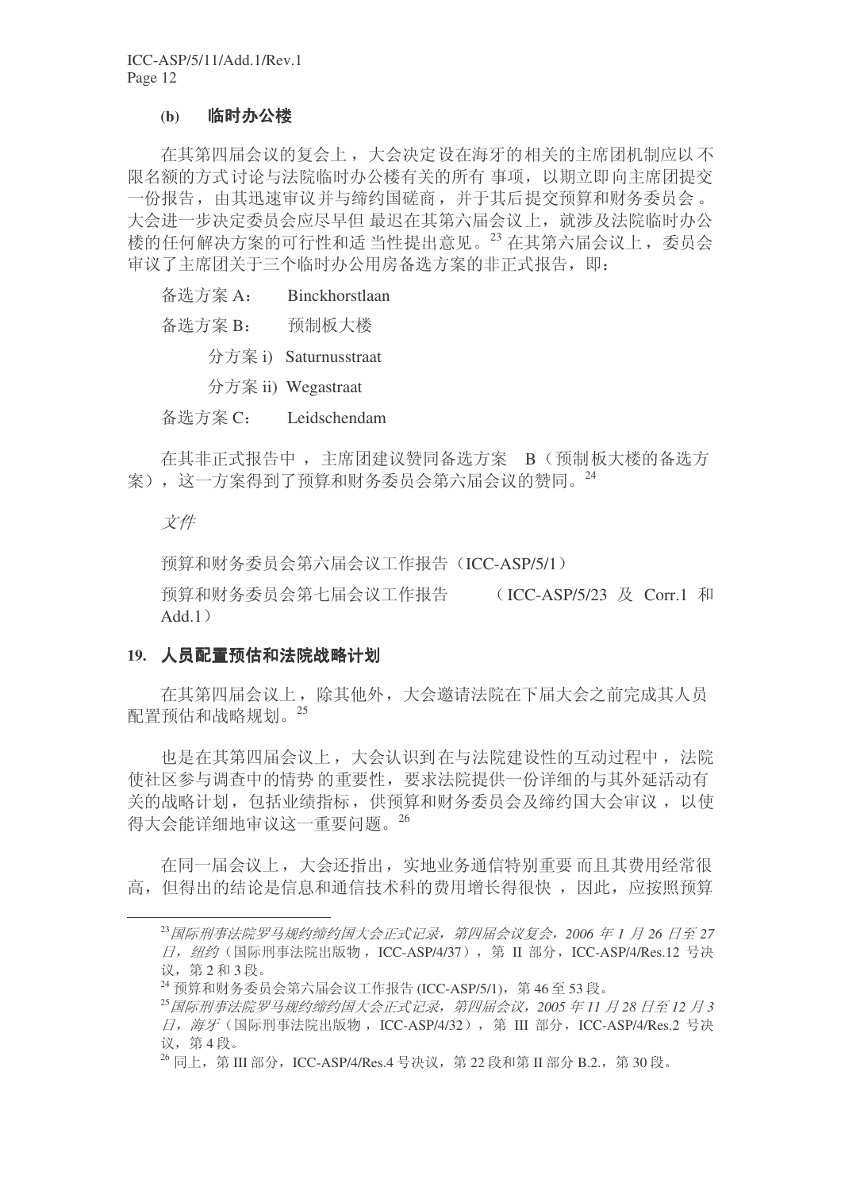### (b) 临时办公楼

在其第四届会议的复会上，大会决定设在海牙的相关的主席团机制应以不限名额的方式讨论与法院临时办公楼有关的所有事项，以期立即向主席团提交一份报告，由其迅速审议并与缔约国磋商，并于其后提交预算和财务委员会。大会进一步决定委员会应尽早但最迟在其第六届会议上，就涉及法院临时办公楼的任何解决方案的可行性和适当性提出意见。[23] 在其第六届会议上，委员会审议了主席团关于三个临时办公用房备选方案的非正式报告，即：

备选方案 A： Binckhorstlaan

备选方案 B： 预制板大楼

分方案 i) Saturnusstraat

分方案 ii) Wegastraat

备选方案 C： Leidschendam

在其非正式报告中，主席团建议赞同备选方案 B（预制板大楼的备选方案），这一方案得到了预算和财务委员会第六届会议的赞同。[24]

*文件*

预算和财务委员会第六届会议工作报告（ICC-ASP/5/1）

预算和财务委员会第七届会议工作报告 （ICC-ASP/5/23 及 Corr.1 和 Add.1）

## 19. 人员配置预估和法院战略计划

在其第四届会议上，除其他外，大会邀请法院在下届大会之前完成其人员配置预估和战略规划。[25]

也是在其第四届会议上，大会认识到在与法院建设性的互动过程中，法院使社区参与调查中的情势的重要性，要求法院提供一份详细的与其外延活动有关的战略计划，包括业绩指标，供预算和财务委员会及缔约国大会审议，以使得大会能详细地审议这一重要问题。[26]

在同一届会议上，大会还指出，实地业务通信特别重要而且其费用经常很高，但得出的结论是信息和通信技术科的费用增长得很快，因此，应按照预算

---

[23] *国际刑事法院罗马规约缔约国大会正式记录，第四届会议复会，2006 年 1 月 26 日至 27 日，纽约*（国际刑事法院出版物，ICC-ASP/4/37），第 II 部分，ICC-ASP/4/Res.12 号决议，第 2 和 3 段。

[24] 预算和财务委员会第六届会议工作报告 (ICC-ASP/5/1)，第 46 至 53 段。

[25] *国际刑事法院罗马规约缔约国大会正式记录，第四届会议，2005 年 11 月 28 日至 12 月 3 日，海牙*（国际刑事法院出版物，ICC-ASP/4/32），第 III 部分，ICC-ASP/4/Res.2 号决议，第 4 段。

[26] 同上，第 III 部分，ICC-ASP/4/Res.4 号决议，第 22 段和第 II 部分 B.2.，第 30 段。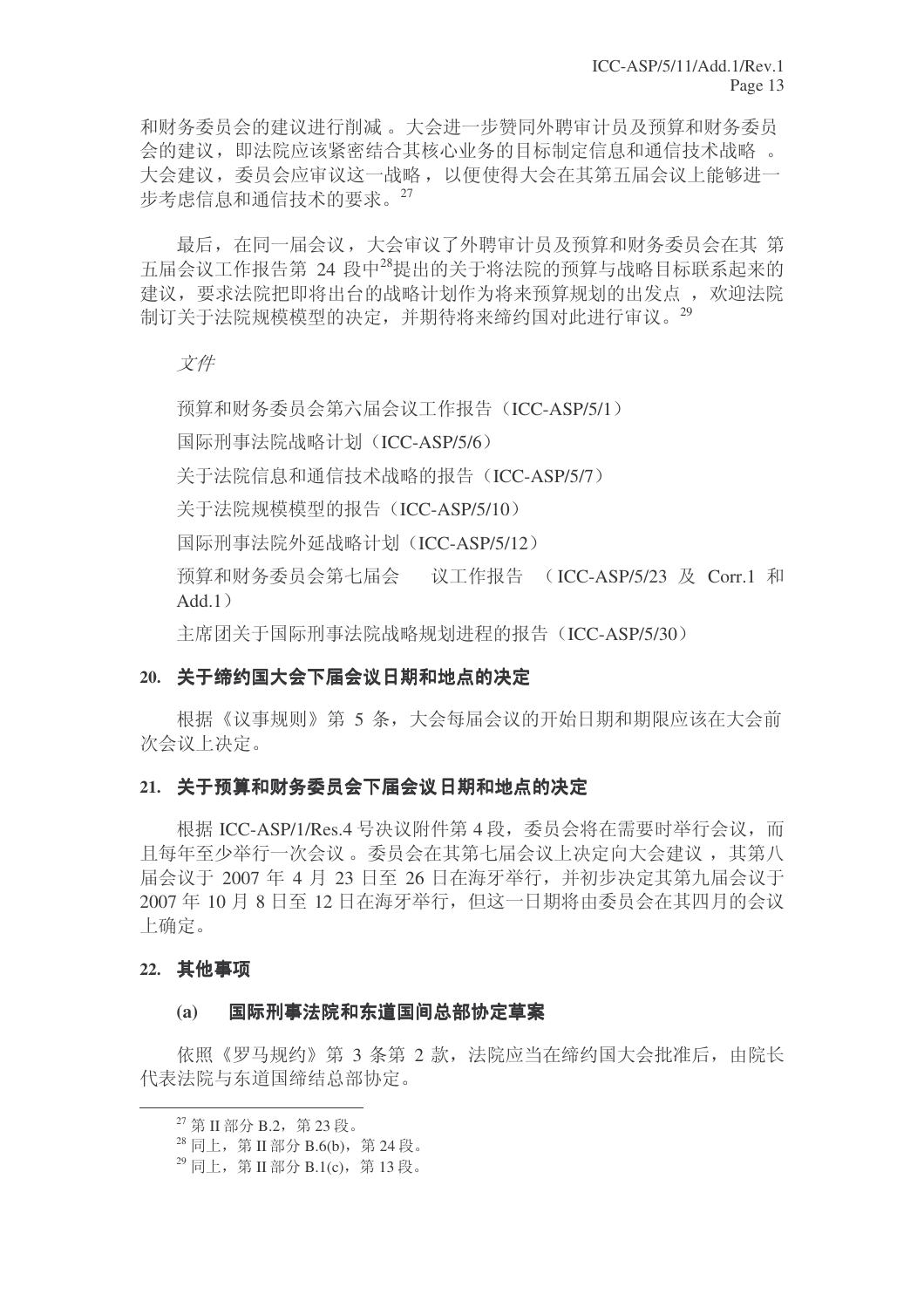和财务委员会的建议进行削减 。大会进一步赞同外聘审计员及预算和财务委员会的建议，即法院应该紧密结合其核心业务的目标制定信息和通信技术战略 。大会建议，委员会应审议这一战略，以便使得大会在其第五届会议上能够进一步考虑信息和通信技术的要求。[27]

最后，在同一届会议，大会审议了外聘审计员及预算和财务委员会在其 第五届会议工作报告第 24 段中[28]提出的关于将法院的预算与战略目标联系起来的建议，要求法院把即将出台的战略计划作为将来预算规划的出发点 ，欢迎法院制订关于法院规模模型的决定，并期待将来缔约国对此进行审议。[29]

*文件*

预算和财务委员会第六届会议工作报告（ICC-ASP/5/1）

国际刑事法院战略计划（ICC-ASP/5/6）

关于法院信息和通信技术战略的报告（ICC-ASP/5/7）

关于法院规模模型的报告（ICC-ASP/5/10）

国际刑事法院外延战略计划（ICC-ASP/5/12）

预算和财务委员会第七届会 议工作报告 （ICC-ASP/5/23 及 Corr.1 和 Add.1）

主席团关于国际刑事法院战略规划进程的报告（ICC-ASP/5/30）

### 20. 关于缔约国大会下届会议日期和地点的决定

根据《议事规则》第 5 条，大会每届会议的开始日期和期限应该在大会前次会议上决定。

### 21. 关于预算和财务委员会下届会议日期和地点的决定

根据 ICC-ASP/1/Res.4 号决议附件第 4 段，委员会将在需要时举行会议，而且每年至少举行一次会议 。委员会在其第七届会议上决定向大会建议 ，其第八届会议于 2007 年 4 月 23 日至 26 日在海牙举行，并初步决定其第九届会议于 2007 年 10 月 8 日至 12 日在海牙举行，但这一日期将由委员会在其四月的会议上确定。

### 22. 其他事项

#### (a) 国际刑事法院和东道国间总部协定草案

依照《罗马规约》第 3 条第 2 款，法院应当在缔约国大会批准后，由院长代表法院与东道国缔结总部协定。

---

[27] 第 II 部分 B.2，第 23 段。

[28] 同上，第 II 部分 B.6(b)，第 24 段。

[29] 同上，第 II 部分 B.1(c)，第 13 段。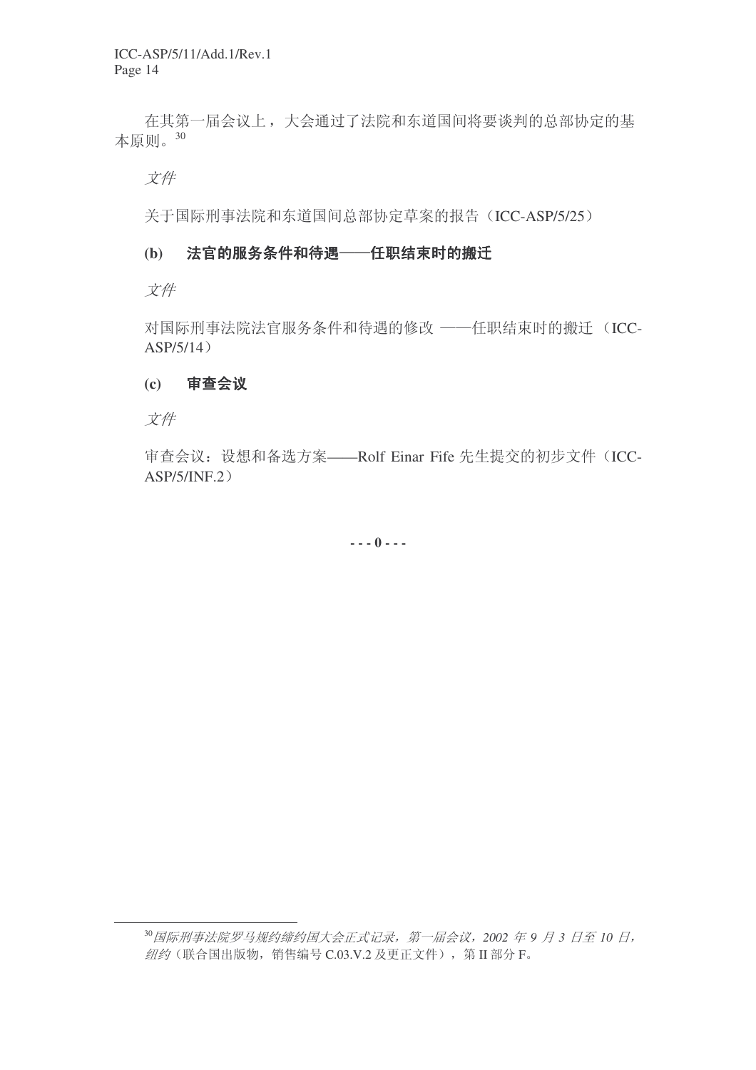在其第一届会议上，大会通过了法院和东道国间将要谈判的总部协定的基本原则。[30]

*文件*

关于国际刑事法院和东道国间总部协定草案的报告（ICC-ASP/5/25）

**(b) 法官的服务条件和待遇——任职结束时的搬迁**

*文件*

对国际刑事法院法官服务条件和待遇的修改 ——任职结束时的搬迁 （ICC-ASP/5/14）

**(c) 审查会议**

*文件*

审查会议：设想和备选方案——Rolf Einar Fife 先生提交的初步文件（ICC-ASP/5/INF.2）

**- - - 0 - - -**

---

[30] *国际刑事法院罗马规约缔约国大会正式记录，第一届会议，2002 年 9 月 3 日至 10 日，纽约*（联合国出版物，销售编号 C.03.V.2 及更正文件），第 II 部分 F。